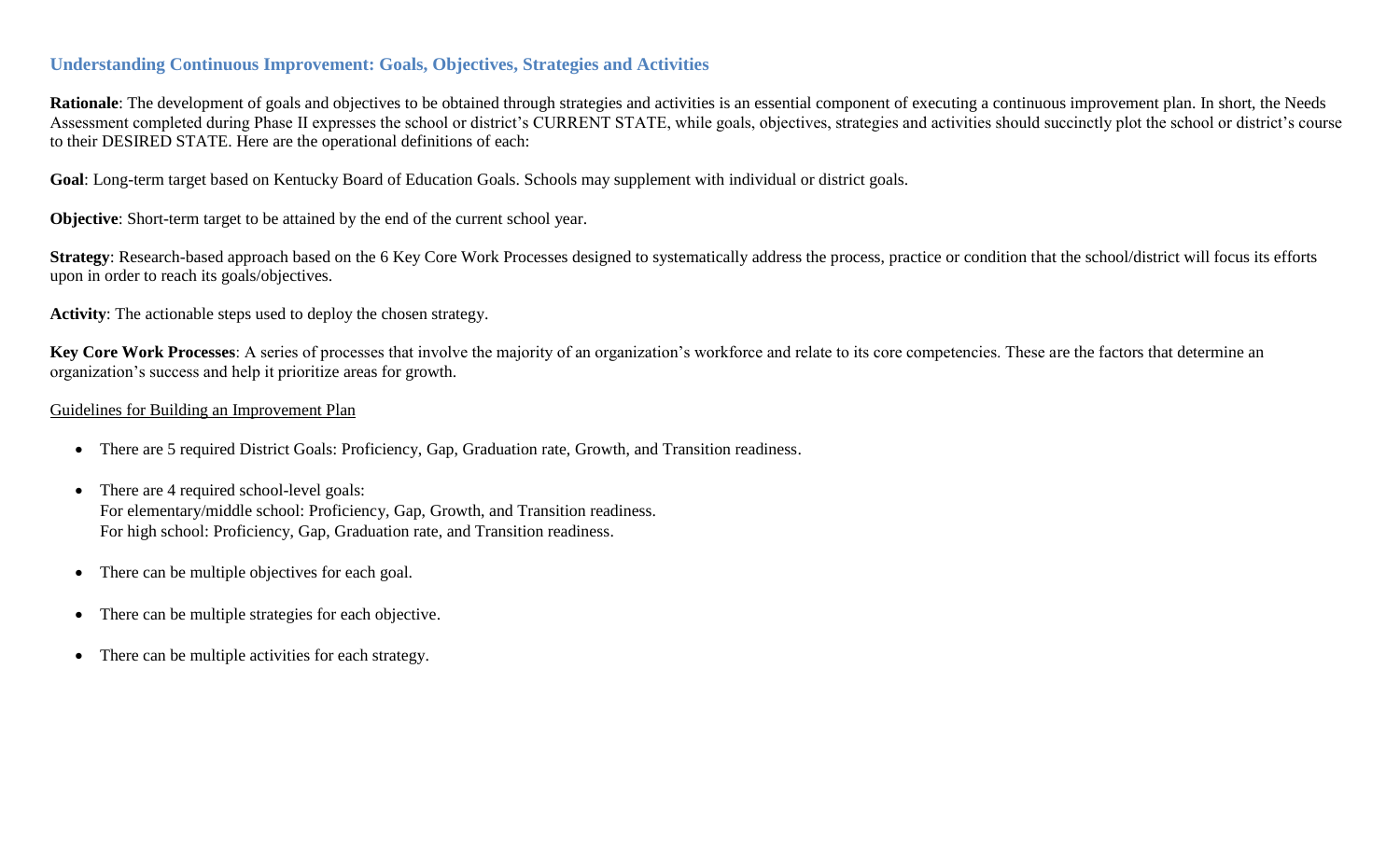## Understanding Continuous Improvement: Goals, Objectives, Strategies and Activities

**Rationale**: The development of goals and objectives to be obtained through strategies and activities is an essential component of executing a continuous improvement plan. In short, the Needs Assessment completed during Phase II expresses the school or district's CURRENT STATE, while goals, objectives, strategies and activities should succinctly plot the school or district's course to their DESIRED STATE. Here are the operational definitions of each:

**Goal**: Long-term target based on Kentucky Board of Education Goals. Schools may supplement with individual or district goals.

**Objective**: Short-term target to be attained by the end of the current school year.

**Strategy**: Research-based approach based on the 6 Key Core Work Processes designed to systematically address the process, practice or condition that the school/district will focus its efforts upon in order to reach its goals/objectives.

**Activity**: The actionable steps used to deploy the chosen strategy.

**Key Core Work Processes**: A series of processes that involve the majority of an organization's workforce and relate to its core competencies. These are the factors that determine an organization's success and help it prioritize areas for growth.

<u>Guidelines for Building an Improvement Plan</u>

- There are 5 required District Goals: Proficiency, Gap, Graduation rate, Growth, and Transition readiness.
- There are 4 required school-level goals:
  For elementary/middle school: Proficiency, Gap, Growth, and Transition readiness.
  For high school: Proficiency, Gap, Graduation rate, and Transition readiness.
- There can be multiple objectives for each goal.
- There can be multiple strategies for each objective.
- There can be multiple activities for each strategy.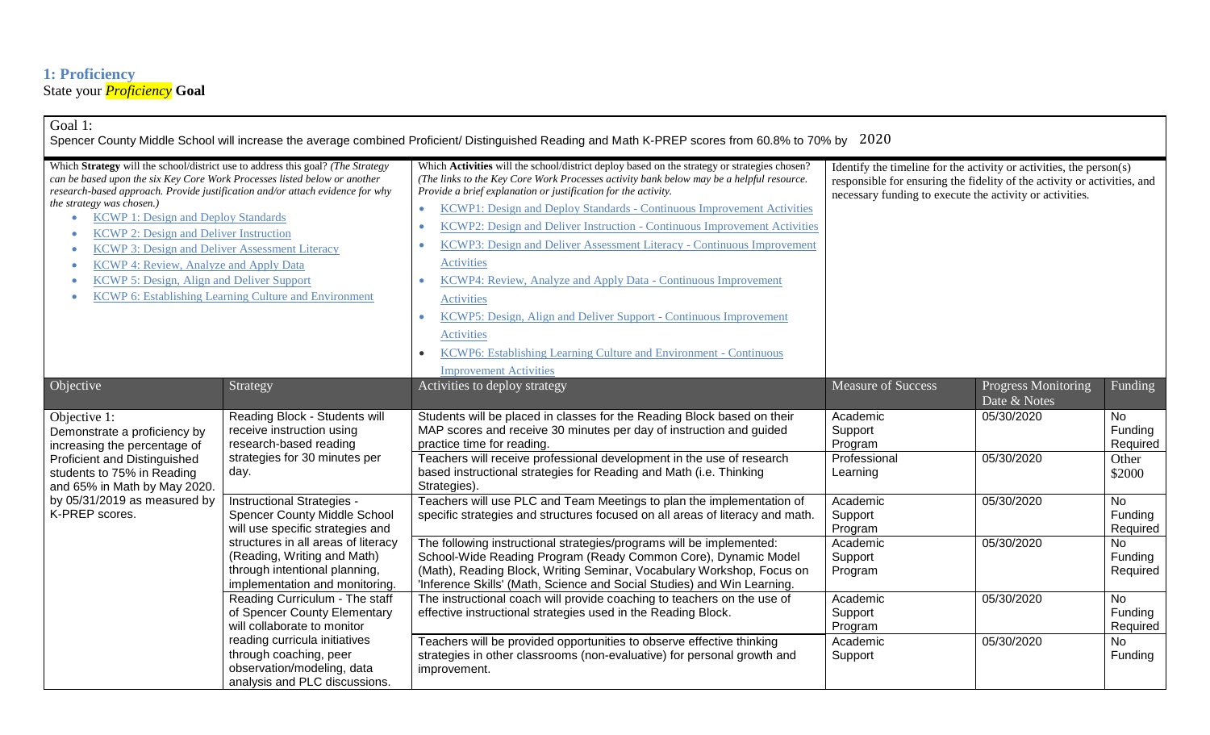## 1: Proficiency

State your *Proficiency* **Goal**

Goal 1:
Spencer County Middle School will increase the average combined Proficient/ Distinguished Reading and Math K-PREP scores from 60.8% to 70% by 2020

Which **Strategy** will the school/district use to address this goal? *(The Strategy can be based upon the six Key Core Work Processes listed below or another research-based approach. Provide justification and/or attach evidence for why the strategy was chosen.)*

- KCWP 1: Design and Deploy Standards
- KCWP 2: Design and Deliver Instruction
- KCWP 3: Design and Deliver Assessment Literacy
- KCWP 4: Review, Analyze and Apply Data
- KCWP 5: Design, Align and Deliver Support
- KCWP 6: Establishing Learning Culture and Environment

Which **Activities** will the school/district deploy based on the strategy or strategies chosen? *(The links to the Key Core Work Processes activity bank below may be a helpful resource. Provide a brief explanation or justification for the activity.*

- KCWP1: Design and Deploy Standards - Continuous Improvement Activities
- KCWP2: Design and Deliver Instruction - Continuous Improvement Activities
- KCWP3: Design and Deliver Assessment Literacy - Continuous Improvement Activities
- KCWP4: Review, Analyze and Apply Data - Continuous Improvement Activities
- KCWP5: Design, Align and Deliver Support - Continuous Improvement Activities
- KCWP6: Establishing Learning Culture and Environment - Continuous Improvement Activities

Identify the timeline for the activity or activities, the person(s) responsible for ensuring the fidelity of the activity or activities, and necessary funding to execute the activity or activities.

| Objective | Strategy | Activities to deploy strategy | Measure of Success | Progress Monitoring Date & Notes | Funding |
|---|---|---|---|---|---|
| Objective 1: Demonstrate a proficiency by increasing the percentage of Proficient and Distinguished students to 75% in Reading and 65% in Math by May 2020. by 05/31/2019 as measured by K-PREP scores. | Reading Block - Students will receive instruction using research-based reading strategies for 30 minutes per day. | Students will be placed in classes for the Reading Block based on their MAP scores and receive 30 minutes per day of instruction and guided practice time for reading. | Academic Support Program | 05/30/2020 | No Funding Required |
| | | Teachers will receive professional development in the use of research based instructional strategies for Reading and Math (i.e. Thinking Strategies). | Professional Learning | 05/30/2020 | Other $2000 |
| | Instructional Strategies - Spencer County Middle School will use specific strategies and structures in all areas of literacy (Reading, Writing and Math) through intentional planning, implementation and monitoring. | Teachers will use PLC and Team Meetings to plan the implementation of specific strategies and structures focused on all areas of literacy and math. | Academic Support Program | 05/30/2020 | No Funding Required |
| | | The following instructional strategies/programs will be implemented: School-Wide Reading Program (Ready Common Core), Dynamic Model (Math), Reading Block, Writing Seminar, Vocabulary Workshop, Focus on 'Inference Skills' (Math, Science and Social Studies) and Win Learning. | Academic Support Program | 05/30/2020 | No Funding Required |
| | Reading Curriculum - The staff of Spencer County Elementary will collaborate to monitor reading curricula initiatives through coaching, peer observation/modeling, data analysis and PLC discussions. | The instructional coach will provide coaching to teachers on the use of effective instructional strategies used in the Reading Block. | Academic Support Program | 05/30/2020 | No Funding Required |
| | | Teachers will be provided opportunities to observe effective thinking strategies in other classrooms (non-evaluative) for personal growth and improvement. | Academic Support | 05/30/2020 | No Funding |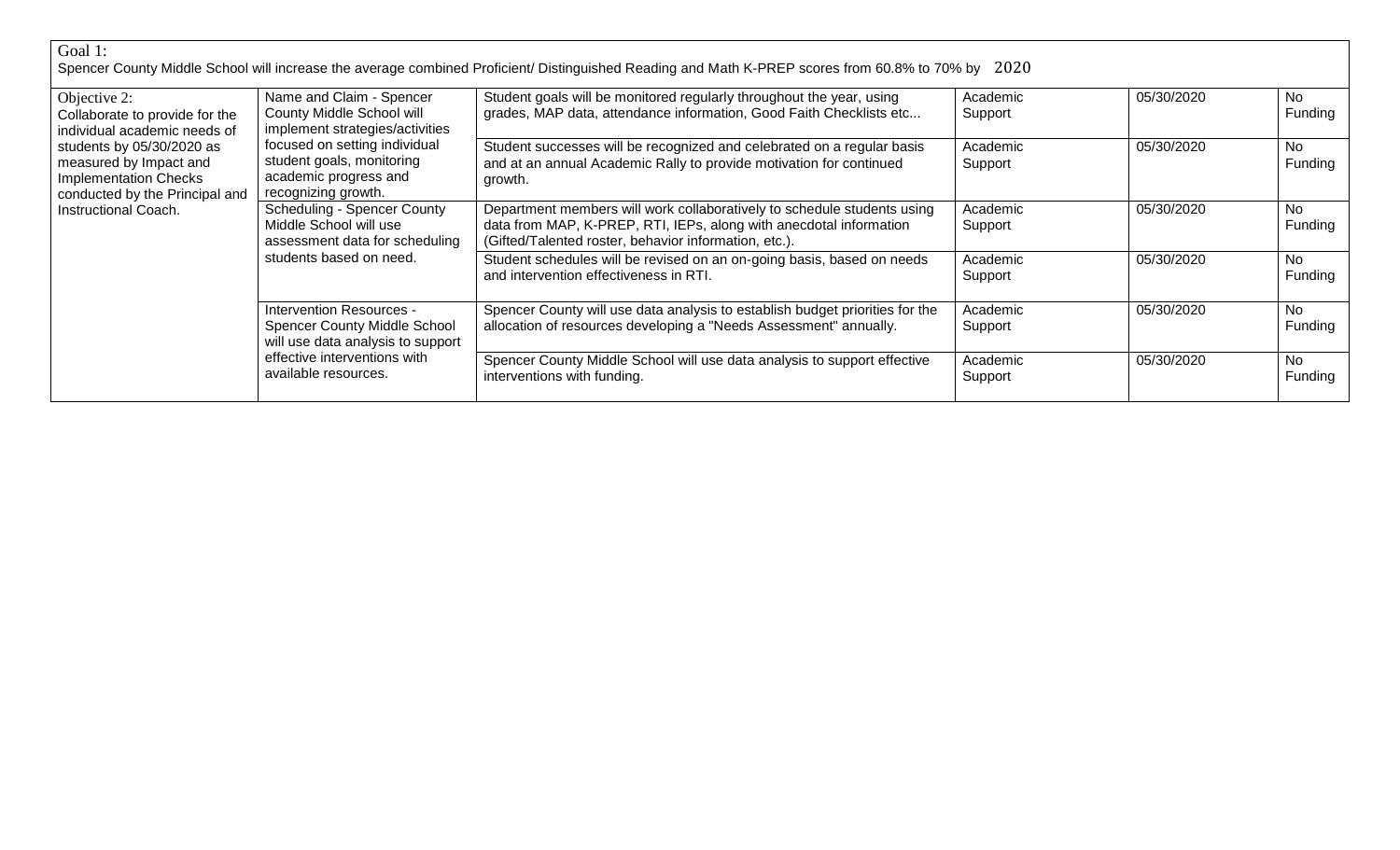Goal 1:
Spencer County Middle School will increase the average combined Proficient/ Distinguished Reading and Math K-PREP scores from 60.8% to 70% by 2020

| | | | | | |
|---|---|---|---|---|---|
| Objective 2: Collaborate to provide for the individual academic needs of students by 05/30/2020 as measured by Impact and Implementation Checks conducted by the Principal and Instructional Coach. | Name and Claim - Spencer County Middle School will implement strategies/activities focused on setting individual student goals, monitoring academic progress and recognizing growth. | Student goals will be monitored regularly throughout the year, using grades, MAP data, attendance information, Good Faith Checklists etc... | Academic Support | 05/30/2020 | No Funding |
| | | Student successes will be recognized and celebrated on a regular basis and at an annual Academic Rally to provide motivation for continued growth. | Academic Support | 05/30/2020 | No Funding |
| | Scheduling - Spencer County Middle School will use assessment data for scheduling students based on need. | Department members will work collaboratively to schedule students using data from MAP, K-PREP, RTI, IEPs, along with anecdotal information (Gifted/Talented roster, behavior information, etc.). | Academic Support | 05/30/2020 | No Funding |
| | | Student schedules will be revised on an on-going basis, based on needs and intervention effectiveness in RTI. | Academic Support | 05/30/2020 | No Funding |
| | Intervention Resources - Spencer County Middle School will use data analysis to support effective interventions with available resources. | Spencer County will use data analysis to establish budget priorities for the allocation of resources developing a "Needs Assessment" annually. | Academic Support | 05/30/2020 | No Funding |
| | | Spencer County Middle School will use data analysis to support effective interventions with funding. | Academic Support | 05/30/2020 | No Funding |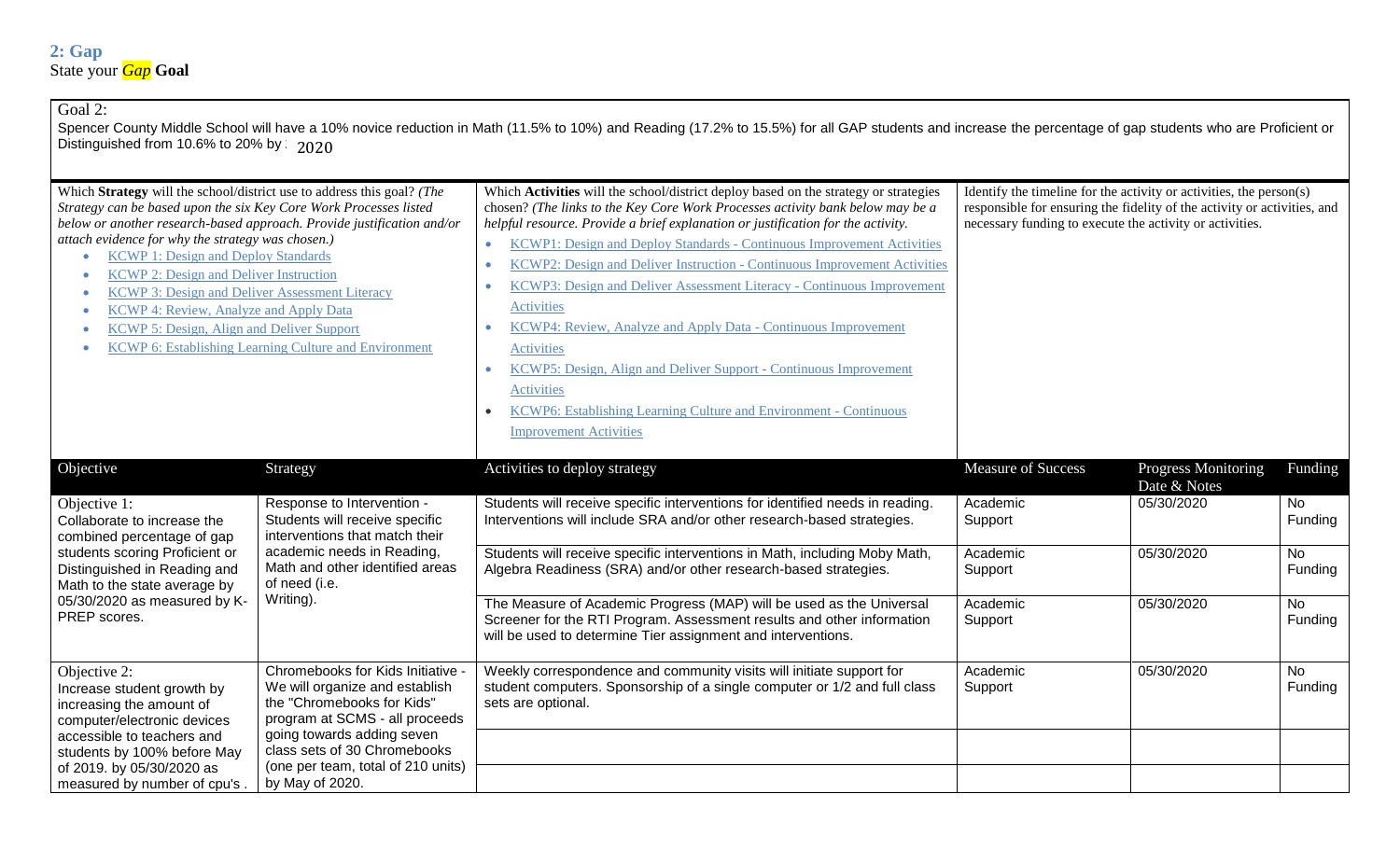## 2: Gap

State your *Gap* **Goal**

Goal 2:

Spencer County Middle School will have a 10% novice reduction in Math (11.5% to 10%) and Reading (17.2% to 15.5%) for all GAP students and increase the percentage of gap students who are Proficient or Distinguished from 10.6% to 20% by 2020

| Which **Strategy** will the school/district use to address this goal? *(The Strategy can be based upon the six Key Core Work Processes listed below or another research-based approach. Provide justification and/or attach evidence for why the strategy was chosen.)* | Which **Activities** will the school/district deploy based on the strategy or strategies chosen? *(The links to the Key Core Work Processes activity bank below may be a helpful resource. Provide a brief explanation or justification for the activity.* | Identify the timeline for the activity or activities, the person(s) responsible for ensuring the fidelity of the activity or activities, and necessary funding to execute the activity or activities. |
|---|---|---|
| • KCWP 1: Design and Deploy Standards<br>• KCWP 2: Design and Deliver Instruction<br>• KCWP 3: Design and Deliver Assessment Literacy<br>• KCWP 4: Review, Analyze and Apply Data<br>• KCWP 5: Design, Align and Deliver Support<br>• KCWP 6: Establishing Learning Culture and Environment | • KCWP1: Design and Deploy Standards - Continuous Improvement Activities<br>• KCWP2: Design and Deliver Instruction - Continuous Improvement Activities<br>• KCWP3: Design and Deliver Assessment Literacy - Continuous Improvement Activities<br>• KCWP4: Review, Analyze and Apply Data - Continuous Improvement Activities<br>• KCWP5: Design, Align and Deliver Support - Continuous Improvement Activities<br>• KCWP6: Establishing Learning Culture and Environment - Continuous Improvement Activities | |

| Objective | Strategy | Activities to deploy strategy | Measure of Success | Progress Monitoring Date & Notes | Funding |
|---|---|---|---|---|---|
| Objective 1:<br>Collaborate to increase the combined percentage of gap students scoring Proficient or Distinguished in Reading and Math to the state average by 05/30/2020 as measured by K-PREP scores. | Response to Intervention - Students will receive specific interventions that match their academic needs in Reading, Math and other identified areas of need (i.e. Writing). | Students will receive specific interventions for identified needs in reading. Interventions will include SRA and/or other research-based strategies. | Academic Support | 05/30/2020 | No Funding |
| | | Students will receive specific interventions in Math, including Moby Math, Algebra Readiness (SRA) and/or other research-based strategies. | Academic Support | 05/30/2020 | No Funding |
| | | The Measure of Academic Progress (MAP) will be used as the Universal Screener for the RTI Program. Assessment results and other information will be used to determine Tier assignment and interventions. | Academic Support | 05/30/2020 | No Funding |
| Objective 2:<br>Increase student growth by increasing the amount of computer/electronic devices accessible to teachers and students by 100% before May of 2019. by 05/30/2020 as measured by number of cpu's . | Chromebooks for Kids Initiative - We will organize and establish the "Chromebooks for Kids" program at SCMS - all proceeds going towards adding seven class sets of 30 Chromebooks (one per team, total of 210 units) by May of 2020. | Weekly correspondence and community visits will initiate support for student computers. Sponsorship of a single computer or 1/2 and full class sets are optional. | Academic Support | 05/30/2020 | No Funding |
| | | | | | |
| | | | | | |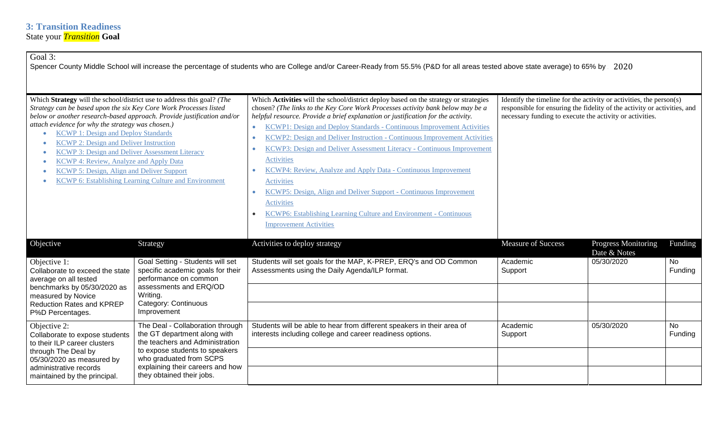## 3: Transition Readiness

State your *Transition* **Goal**

Goal 3:

Spencer County Middle School will increase the percentage of students who are College and/or Career-Ready from 55.5% (P&D for all areas tested above state average) to 65% by 2020

| Which **Strategy** will the school/district use to address this goal? *(The Strategy can be based upon the six Key Core Work Processes listed below or another research-based approach. Provide justification and/or attach evidence for why the strategy was chosen.)* | Which **Activities** will the school/district deploy based on the strategy or strategies chosen? *(The links to the Key Core Work Processes activity bank below may be a helpful resource. Provide a brief explanation or justification for the activity.* | Identify the timeline for the activity or activities, the person(s) responsible for ensuring the fidelity of the activity or activities, and necessary funding to execute the activity or activities. |
|---|---|---|
| • KCWP 1: Design and Deploy Standards<br>• KCWP 2: Design and Deliver Instruction<br>• KCWP 3: Design and Deliver Assessment Literacy<br>• KCWP 4: Review, Analyze and Apply Data<br>• KCWP 5: Design, Align and Deliver Support<br>• KCWP 6: Establishing Learning Culture and Environment | • KCWP1: Design and Deploy Standards - Continuous Improvement Activities<br>• KCWP2: Design and Deliver Instruction - Continuous Improvement Activities<br>• KCWP3: Design and Deliver Assessment Literacy - Continuous Improvement Activities<br>• KCWP4: Review, Analyze and Apply Data - Continuous Improvement Activities<br>• KCWP5: Design, Align and Deliver Support - Continuous Improvement Activities<br>• KCWP6: Establishing Learning Culture and Environment - Continuous Improvement Activities | |

| Objective | Strategy | Activities to deploy strategy | Measure of Success | Progress Monitoring Date & Notes | Funding |
|---|---|---|---|---|---|
| Objective 1:<br>Collaborate to exceed the state average on all tested benchmarks by 05/30/2020 as measured by Novice Reduction Rates and KPREP P%D Percentages. | Goal Setting - Students will set specific academic goals for their performance on common assessments and ERQ/OD Writing.<br>Category: Continuous Improvement | Students will set goals for the MAP, K-PREP, ERQ's and OD Common Assessments using the Daily Agenda/ILP format. | Academic Support | 05/30/2020 | No Funding |
| | | | | | |
| | | | | | |
| Objective 2:<br>Collaborate to expose students to their ILP career clusters through The Deal by 05/30/2020 as measured by administrative records maintained by the principal. | The Deal - Collaboration through the GT department along with the teachers and Administration to expose students to speakers who graduated from SCPS explaining their careers and how they obtained their jobs. | Students will be able to hear from different speakers in their area of interests including college and career readiness options. | Academic Support | 05/30/2020 | No Funding |
| | | | | | |
| | | | | | |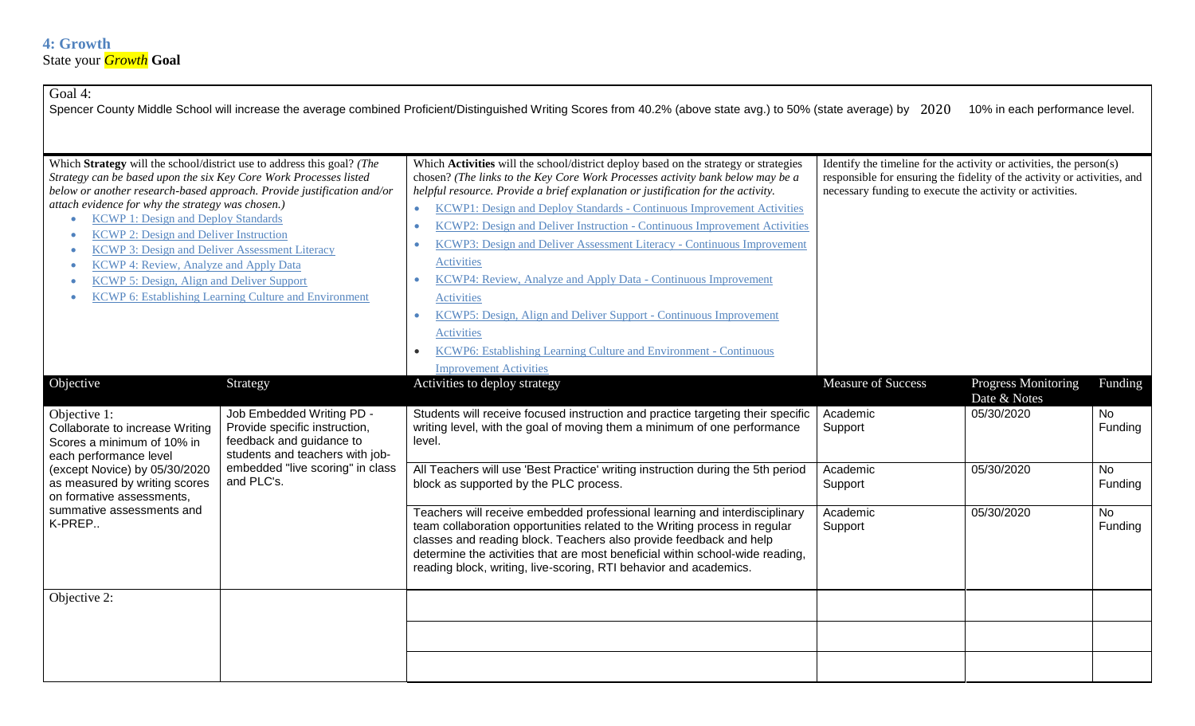## 4: Growth

State your *Growth* **Goal**

Goal 4:

Spencer County Middle School will increase the average combined Proficient/Distinguished Writing Scores from 40.2% (above state avg.) to 50% (state average) by 2020 10% in each performance level.

| | | |
|---|---|---|
| Which **Strategy** will the school/district use to address this goal? *(The Strategy can be based upon the six Key Core Work Processes listed below or another research-based approach. Provide justification and/or attach evidence for why the strategy was chosen.)*<br>• KCWP 1: Design and Deploy Standards<br>• KCWP 2: Design and Deliver Instruction<br>• KCWP 3: Design and Deliver Assessment Literacy<br>• KCWP 4: Review, Analyze and Apply Data<br>• KCWP 5: Design, Align and Deliver Support<br>• KCWP 6: Establishing Learning Culture and Environment | Which **Activities** will the school/district deploy based on the strategy or strategies chosen? *(The links to the Key Core Work Processes activity bank below may be a helpful resource. Provide a brief explanation or justification for the activity.*<br>• KCWP1: Design and Deploy Standards - Continuous Improvement Activities<br>• KCWP2: Design and Deliver Instruction - Continuous Improvement Activities<br>• KCWP3: Design and Deliver Assessment Literacy - Continuous Improvement Activities<br>• KCWP4: Review, Analyze and Apply Data - Continuous Improvement Activities<br>• KCWP5: Design, Align and Deliver Support - Continuous Improvement Activities<br>• KCWP6: Establishing Learning Culture and Environment - Continuous Improvement Activities | Identify the timeline for the activity or activities, the person(s) responsible for ensuring the fidelity of the activity or activities, and necessary funding to execute the activity or activities. |

| Objective | Strategy | Activities to deploy strategy | Measure of Success | Progress Monitoring Date & Notes | Funding |
|---|---|---|---|---|---|
| Objective 1:<br>Collaborate to increase Writing Scores a minimum of 10% in each performance level (except Novice) by 05/30/2020 as measured by writing scores on formative assessments, summative assessments and K-PREP.. | Job Embedded Writing PD - Provide specific instruction, feedback and guidance to students and teachers with job-embedded "live scoring" in class and PLC's. | Students will receive focused instruction and practice targeting their specific writing level, with the goal of moving them a minimum of one performance level. | Academic Support | 05/30/2020 | No Funding |
| | | All Teachers will use 'Best Practice' writing instruction during the 5th period block as supported by the PLC process. | Academic Support | 05/30/2020 | No Funding |
| | | Teachers will receive embedded professional learning and interdisciplinary team collaboration opportunities related to the Writing process in regular classes and reading block. Teachers also provide feedback and help determine the activities that are most beneficial within school-wide reading, reading block, writing, live-scoring, RTI behavior and academics. | Academic Support | 05/30/2020 | No Funding |
| Objective 2: | | | | | |
| | | | | | |
| | | | | | |